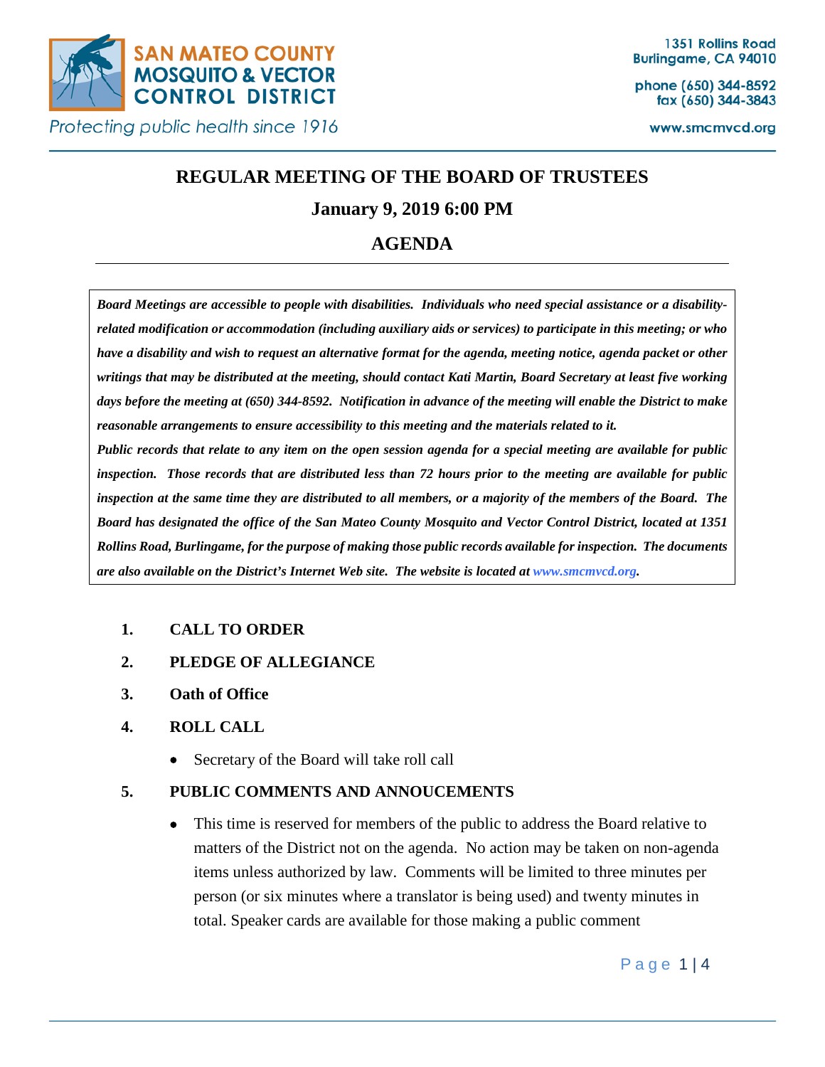**SAN MATEO COUNTY MOSQUITO & VECTOR CONTROL DISTRICT**

*Protecting public health since 1916*

1351 Rollins Road
Burlingame, CA 94010

phone (650) 344-8592
fax (650) 344-3843

www.smcmvcd.org

# REGULAR MEETING OF THE BOARD OF TRUSTEES

## January 9, 2019 6:00 PM

## AGENDA

***Board Meetings are accessible to people with disabilities. Individuals who need special assistance or a disability-related modification or accommodation (including auxiliary aids or services) to participate in this meeting; or who have a disability and wish to request an alternative format for the agenda, meeting notice, agenda packet or other writings that may be distributed at the meeting, should contact Kati Martin, Board Secretary at least five working days before the meeting at (650) 344-8592. Notification in advance of the meeting will enable the District to make reasonable arrangements to ensure accessibility to this meeting and the materials related to it.***

***Public records that relate to any item on the open session agenda for a special meeting are available for public inspection. Those records that are distributed less than 72 hours prior to the meeting are available for public inspection at the same time they are distributed to all members, or a majority of the members of the Board. The Board has designated the office of the San Mateo County Mosquito and Vector Control District, located at 1351 Rollins Road, Burlingame, for the purpose of making those public records available for inspection. The documents are also available on the District's Internet Web site. The website is located at www.smcmvcd.org.***

1. **CALL TO ORDER**

2. **PLEDGE OF ALLEGIANCE**

3. **Oath of Office**

4. **ROLL CALL**

   - Secretary of the Board will take roll call

5. **PUBLIC COMMENTS AND ANNOUCEMENTS**

   - This time is reserved for members of the public to address the Board relative to matters of the District not on the agenda. No action may be taken on non-agenda items unless authorized by law. Comments will be limited to three minutes per person (or six minutes where a translator is being used) and twenty minutes in total. Speaker cards are available for those making a public comment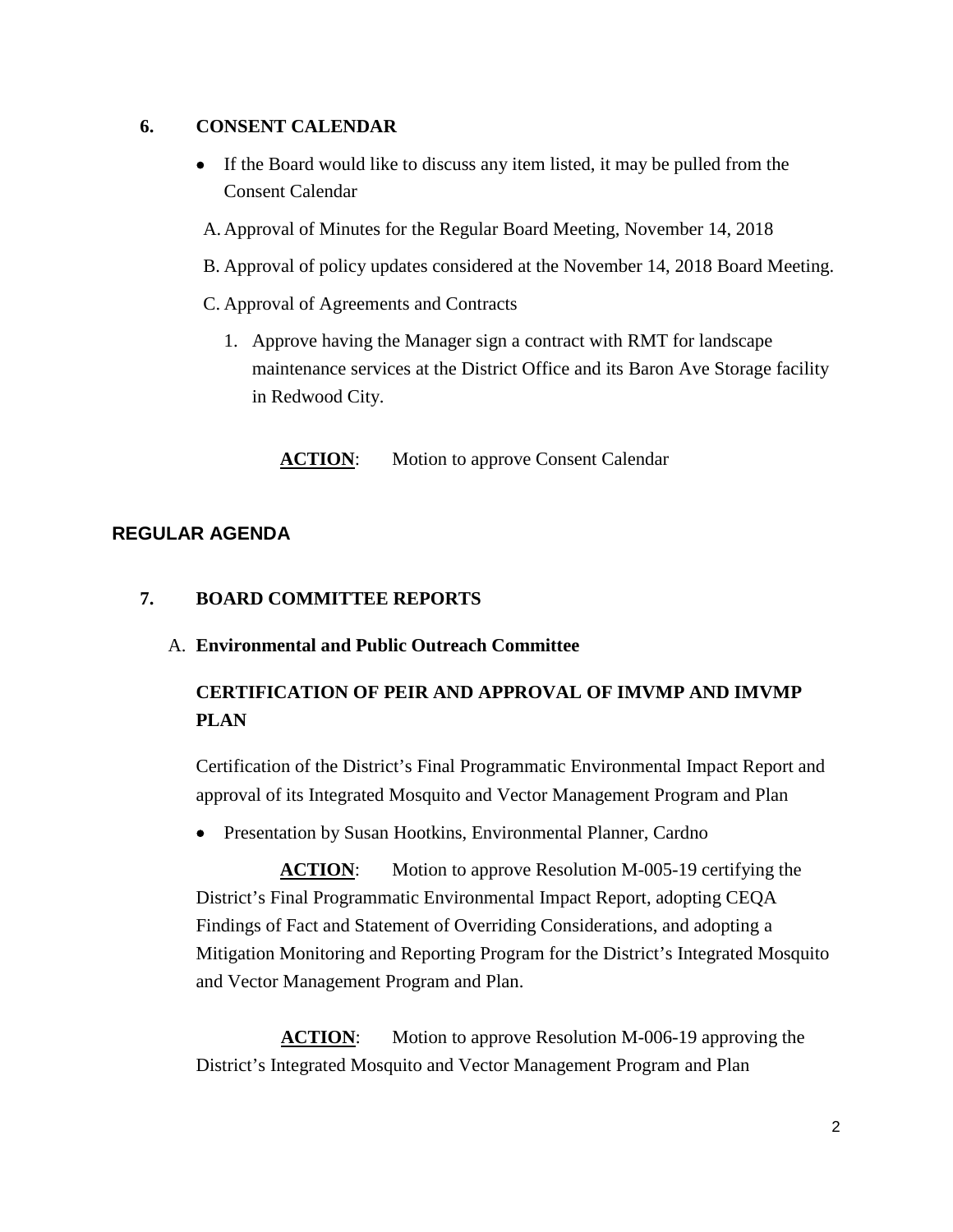## 6. CONSENT CALENDAR

- If the Board would like to discuss any item listed, it may be pulled from the Consent Calendar

A. Approval of Minutes for the Regular Board Meeting, November 14, 2018

B. Approval of policy updates considered at the November 14, 2018 Board Meeting.

C. Approval of Agreements and Contracts

1. Approve having the Manager sign a contract with RMT for landscape maintenance services at the District Office and its Baron Ave Storage facility in Redwood City.

**ACTION**: Motion to approve Consent Calendar

# REGULAR AGENDA

## 7. BOARD COMMITTEE REPORTS

### A. Environmental and Public Outreach Committee

**CERTIFICATION OF PEIR AND APPROVAL OF IMVMP AND IMVMP PLAN**

Certification of the District's Final Programmatic Environmental Impact Report and approval of its Integrated Mosquito and Vector Management Program and Plan

- Presentation by Susan Hootkins, Environmental Planner, Cardno

**ACTION**: Motion to approve Resolution M-005-19 certifying the District's Final Programmatic Environmental Impact Report, adopting CEQA Findings of Fact and Statement of Overriding Considerations, and adopting a Mitigation Monitoring and Reporting Program for the District's Integrated Mosquito and Vector Management Program and Plan.

**ACTION**: Motion to approve Resolution M-006-19 approving the District's Integrated Mosquito and Vector Management Program and Plan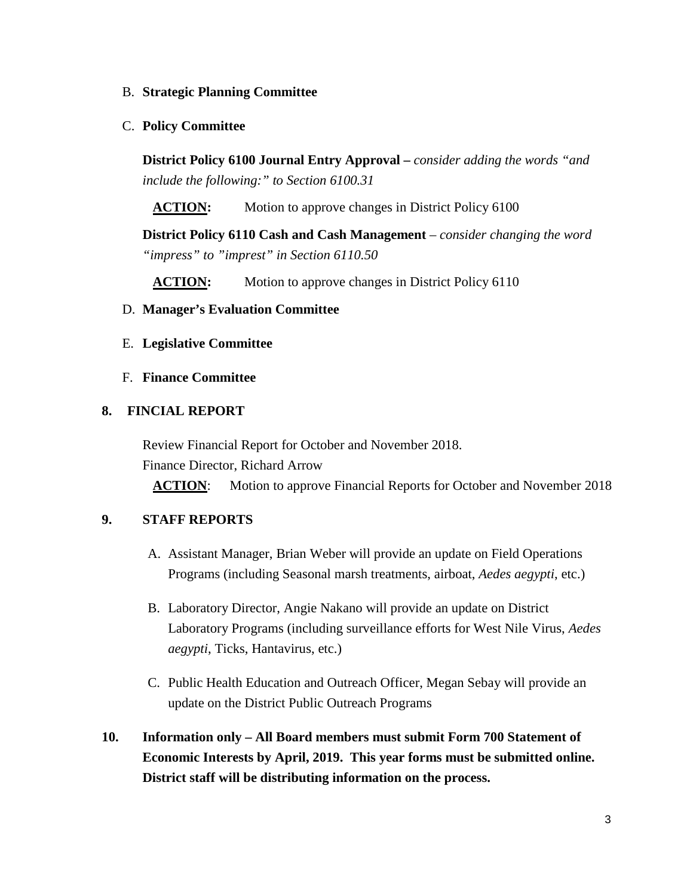B. **Strategic Planning Committee**

C. **Policy Committee**

**District Policy 6100 Journal Entry Approval –** *consider adding the words "and include the following:" to Section 6100.31*

**ACTION:** Motion to approve changes in District Policy 6100

**District Policy 6110 Cash and Cash Management** – *consider changing the word "impress" to "imprest" in Section 6110.50*

**ACTION:** Motion to approve changes in District Policy 6110

D. **Manager's Evaluation Committee**

E. **Legislative Committee**

F. **Finance Committee**

**8. FINCIAL REPORT**

Review Financial Report for October and November 2018.
Finance Director, Richard Arrow

**ACTION**: Motion to approve Financial Reports for October and November 2018

**9. STAFF REPORTS**

A. Assistant Manager, Brian Weber will provide an update on Field Operations Programs (including Seasonal marsh treatments, airboat, *Aedes aegypti*, etc.)

B. Laboratory Director, Angie Nakano will provide an update on District Laboratory Programs (including surveillance efforts for West Nile Virus, *Aedes aegypti*, Ticks, Hantavirus, etc.)

C. Public Health Education and Outreach Officer, Megan Sebay will provide an update on the District Public Outreach Programs

**10. Information only – All Board members must submit Form 700 Statement of Economic Interests by April, 2019. This year forms must be submitted online. District staff will be distributing information on the process.**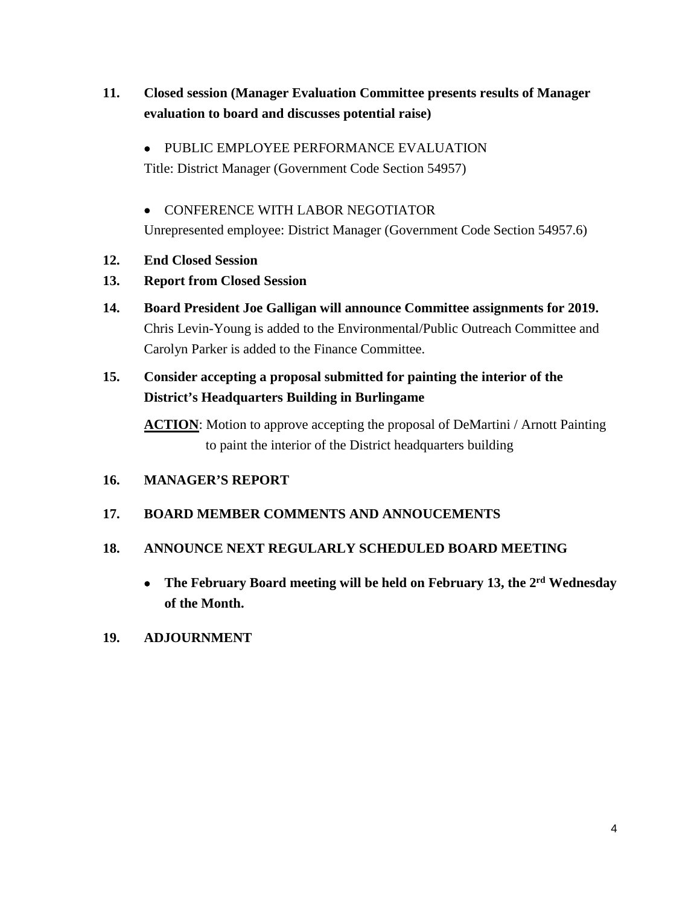**11. Closed session (Manager Evaluation Committee presents results of Manager evaluation to board and discusses potential raise)**

- PUBLIC EMPLOYEE PERFORMANCE EVALUATION
  Title: District Manager (Government Code Section 54957)

- CONFERENCE WITH LABOR NEGOTIATOR
  Unrepresented employee: District Manager (Government Code Section 54957.6)

**12. End Closed Session**

**13. Report from Closed Session**

**14. Board President Joe Galligan will announce Committee assignments for 2019.** Chris Levin-Young is added to the Environmental/Public Outreach Committee and Carolyn Parker is added to the Finance Committee.

**15. Consider accepting a proposal submitted for painting the interior of the District's Headquarters Building in Burlingame**

**ACTION**: Motion to approve accepting the proposal of DeMartini / Arnott Painting to paint the interior of the District headquarters building

**16. MANAGER'S REPORT**

**17. BOARD MEMBER COMMENTS AND ANNOUCEMENTS**

**18. ANNOUNCE NEXT REGULARLY SCHEDULED BOARD MEETING**

- **The February Board meeting will be held on February 13, the 2rd Wednesday of the Month.**

**19. ADJOURNMENT**